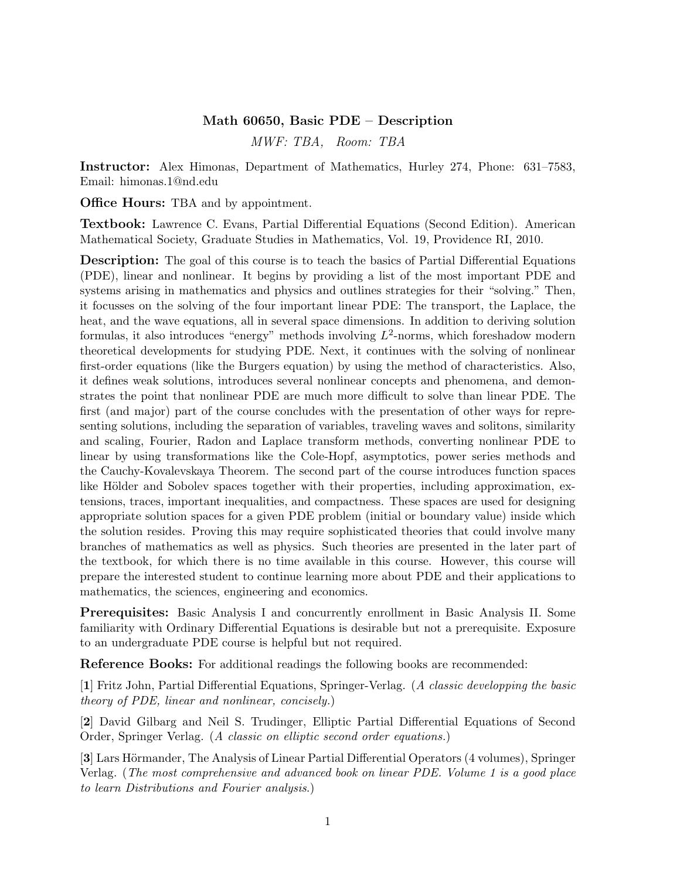# Math 60650, Basic PDE – Description

*MWF: TBA, Room: TBA*

**Instructor:** Alex Himonas, Department of Mathematics, Hurley 274, Phone: 631–7583, Email: himonas.1@nd.edu

**Office Hours:** TBA and by appointment.

**Textbook:** Lawrence C. Evans, Partial Differential Equations (Second Edition). American Mathematical Society, Graduate Studies in Mathematics, Vol. 19, Providence RI, 2010.

**Description:** The goal of this course is to teach the basics of Partial Differential Equations (PDE), linear and nonlinear. It begins by providing a list of the most important PDE and systems arising in mathematics and physics and outlines strategies for their "solving." Then, it focusses on the solving of the four important linear PDE: The transport, the Laplace, the heat, and the wave equations, all in several space dimensions. In addition to deriving solution formulas, it also introduces "energy" methods involving $L^2$-norms, which foreshadow modern theoretical developments for studying PDE. Next, it continues with the solving of nonlinear first-order equations (like the Burgers equation) by using the method of characteristics. Also, it defines weak solutions, introduces several nonlinear concepts and phenomena, and demonstrates the point that nonlinear PDE are much more difficult to solve than linear PDE. The first (and major) part of the course concludes with the presentation of other ways for representing solutions, including the separation of variables, traveling waves and solitons, similarity and scaling, Fourier, Radon and Laplace transform methods, converting nonlinear PDE to linear by using transformations like the Cole-Hopf, asymptotics, power series methods and the Cauchy-Kovalevskaya Theorem. The second part of the course introduces function spaces like Hölder and Sobolev spaces together with their properties, including approximation, extensions, traces, important inequalities, and compactness. These spaces are used for designing appropriate solution spaces for a given PDE problem (initial or boundary value) inside which the solution resides. Proving this may require sophisticated theories that could involve many branches of mathematics as well as physics. Such theories are presented in the later part of the textbook, for which there is no time available in this course. However, this course will prepare the interested student to continue learning more about PDE and their applications to mathematics, the sciences, engineering and economics.

**Prerequisites:** Basic Analysis I and concurrently enrollment in Basic Analysis II. Some familiarity with Ordinary Differential Equations is desirable but not a prerequisite. Exposure to an undergraduate PDE course is helpful but not required.

**Reference Books:** For additional readings the following books are recommended:

[**1**] Fritz John, Partial Differential Equations, Springer-Verlag. (*A classic developping the basic theory of PDE, linear and nonlinear, concisely.*)

[**2**] David Gilbarg and Neil S. Trudinger, Elliptic Partial Differential Equations of Second Order, Springer Verlag. (*A classic on elliptic second order equations.*)

[**3**] Lars Hörmander, The Analysis of Linear Partial Differential Operators (4 volumes), Springer Verlag. (*The most comprehensive and advanced book on linear PDE. Volume 1 is a good place to learn Distributions and Fourier analysis.*)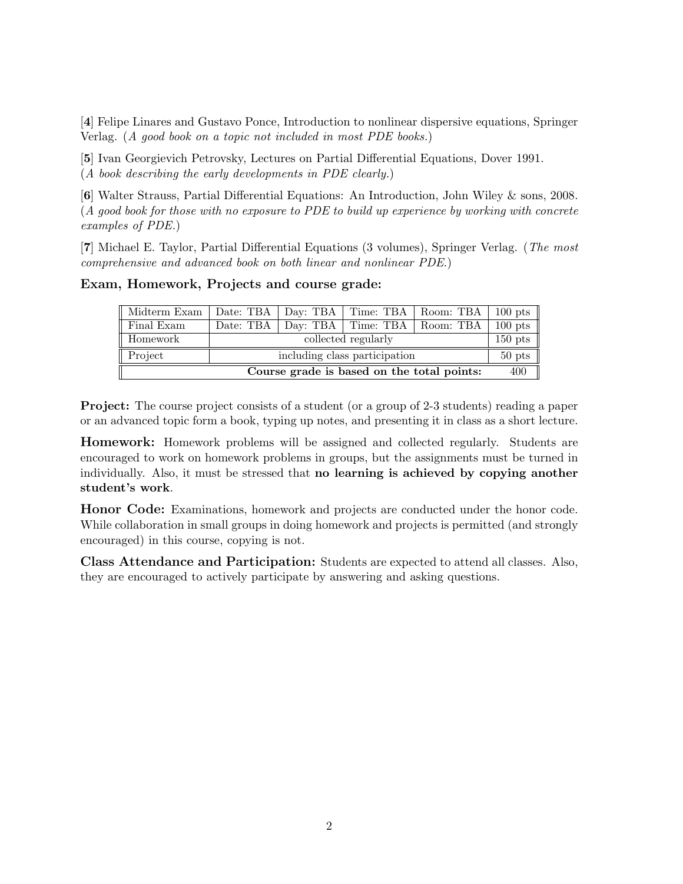[**4**] Felipe Linares and Gustavo Ponce, Introduction to nonlinear dispersive equations, Springer Verlag. (*A good book on a topic not included in most PDE books.*)

[**5**] Ivan Georgievich Petrovsky, Lectures on Partial Differential Equations, Dover 1991.
(*A book describing the early developments in PDE clearly.*)

[**6**] Walter Strauss, Partial Differential Equations: An Introduction, John Wiley & sons, 2008. (*A good book for those with no exposure to PDE to build up experience by working with concrete examples of PDE.*)

[**7**] Michael E. Taylor, Partial Differential Equations (3 volumes), Springer Verlag. (*The most comprehensive and advanced book on both linear and nonlinear PDE.*)

### Exam, Homework, Projects and course grade:

| | | | | | |
|---|---|---|---|---|---|
| Midterm Exam | Date: TBA | Day: TBA | Time: TBA | Room: TBA | 100 pts |
| Final Exam | Date: TBA | Day: TBA | Time: TBA | Room: TBA | 100 pts |
| Homework | collected regularly | | | | 150 pts |
| Project | including class participation | | | | 50 pts |
| **Course grade is based on the total points:** | | | | | 400 |

**Project:** The course project consists of a student (or a group of 2-3 students) reading a paper or an advanced topic form a book, typing up notes, and presenting it in class as a short lecture.

**Homework:** Homework problems will be assigned and collected regularly. Students are encouraged to work on homework problems in groups, but the assignments must be turned in individually. Also, it must be stressed that **no learning is achieved by copying another student's work**.

**Honor Code:** Examinations, homework and projects are conducted under the honor code. While collaboration in small groups in doing homework and projects is permitted (and strongly encouraged) in this course, copying is not.

**Class Attendance and Participation:** Students are expected to attend all classes. Also, they are encouraged to actively participate by answering and asking questions.